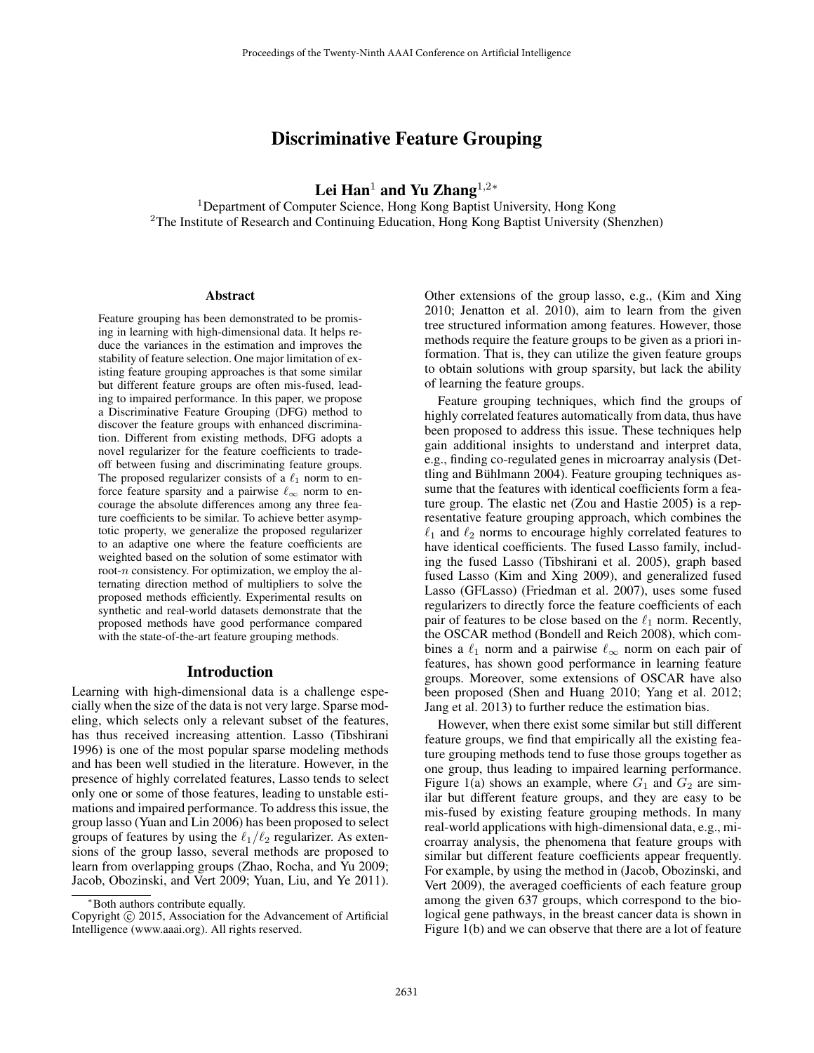# Discriminative Feature Grouping

**Lei Han**[1] **and Yu Zhang**[1,2∗]

[1]Department of Computer Science, Hong Kong Baptist University, Hong Kong
[2]The Institute of Research and Continuing Education, Hong Kong Baptist University (Shenzhen)

## Abstract

Feature grouping has been demonstrated to be promising in learning with high-dimensional data. It helps reduce the variances in the estimation and improves the stability of feature selection. One major limitation of existing feature grouping approaches is that some similar but different feature groups are often mis-fused, leading to impaired performance. In this paper, we propose a Discriminative Feature Grouping (DFG) method to discover the feature groups with enhanced discrimination. Different from existing methods, DFG adopts a novel regularizer for the feature coefficients to trade-off between fusing and discriminating feature groups. The proposed regularizer consists of a $\ell_1$ norm to enforce feature sparsity and a pairwise $\ell_\infty$ norm to encourage the absolute differences among any three feature coefficients to be similar. To achieve better asymptotic property, we generalize the proposed regularizer to an adaptive one where the feature coefficients are weighted based on the solution of some estimator with root-$n$ consistency. For optimization, we employ the alternating direction method of multipliers to solve the proposed methods efficiently. Experimental results on synthetic and real-world datasets demonstrate that the proposed methods have good performance compared with the state-of-the-art feature grouping methods.

## Introduction

Learning with high-dimensional data is a challenge especially when the size of the data is not very large. Sparse modeling, which selects only a relevant subset of the features, has thus received increasing attention. Lasso (Tibshirani 1996) is one of the most popular sparse modeling methods and has been well studied in the literature. However, in the presence of highly correlated features, Lasso tends to select only one or some of those features, leading to unstable estimations and impaired performance. To address this issue, the group lasso (Yuan and Lin 2006) has been proposed to select groups of features by using the $\ell_1/\ell_2$ regularizer. As extensions of the group lasso, several methods are proposed to learn from overlapping groups (Zhao, Rocha, and Yu 2009; Jacob, Obozinski, and Vert 2009; Yuan, Liu, and Ye 2011). Other extensions of the group lasso, e.g., (Kim and Xing 2010; Jenatton et al. 2010), aim to learn from the given tree structured information among features. However, those methods require the feature groups to be given as a priori information. That is, they can utilize the given feature groups to obtain solutions with group sparsity, but lack the ability of learning the feature groups.

Feature grouping techniques, which find the groups of highly correlated features automatically from data, thus have been proposed to address this issue. These techniques help gain additional insights to understand and interpret data, e.g., finding co-regulated genes in microarray analysis (Dettling and Bühlmann 2004). Feature grouping techniques assume that the features with identical coefficients form a feature group. The elastic net (Zou and Hastie 2005) is a representative feature grouping approach, which combines the $\ell_1$ and $\ell_2$ norms to encourage highly correlated features to have identical coefficients. The fused Lasso family, including the fused Lasso (Tibshirani et al. 2005), graph based fused Lasso (Kim and Xing 2009), and generalized fused Lasso (GFLasso) (Friedman et al. 2007), uses some fused regularizers to directly force the feature coefficients of each pair of features to be close based on the $\ell_1$ norm. Recently, the OSCAR method (Bondell and Reich 2008), which combines a $\ell_1$ norm and a pairwise $\ell_\infty$ norm on each pair of features, has shown good performance in learning feature groups. Moreover, some extensions of OSCAR have also been proposed (Shen and Huang 2010; Yang et al. 2012; Jang et al. 2013) to further reduce the estimation bias.

However, when there exist some similar but still different feature groups, we find that empirically all the existing feature grouping methods tend to fuse those groups together as one group, thus leading to impaired learning performance. Figure 1(a) shows an example, where $G_1$ and $G_2$ are similar but different feature groups, and they are easy to be mis-fused by existing feature grouping methods. In many real-world applications with high-dimensional data, e.g., microarray analysis, the phenomena that feature groups with similar but different feature coefficients appear frequently. For example, by using the method in (Jacob, Obozinski, and Vert 2009), the averaged coefficients of each feature group among the given 637 groups, which correspond to the biological gene pathways, in the breast cancer data is shown in Figure 1(b) and we can observe that there are a lot of feature

∗Both authors contribute equally.
Copyright © 2015, Association for the Advancement of Artificial Intelligence (www.aaai.org). All rights reserved.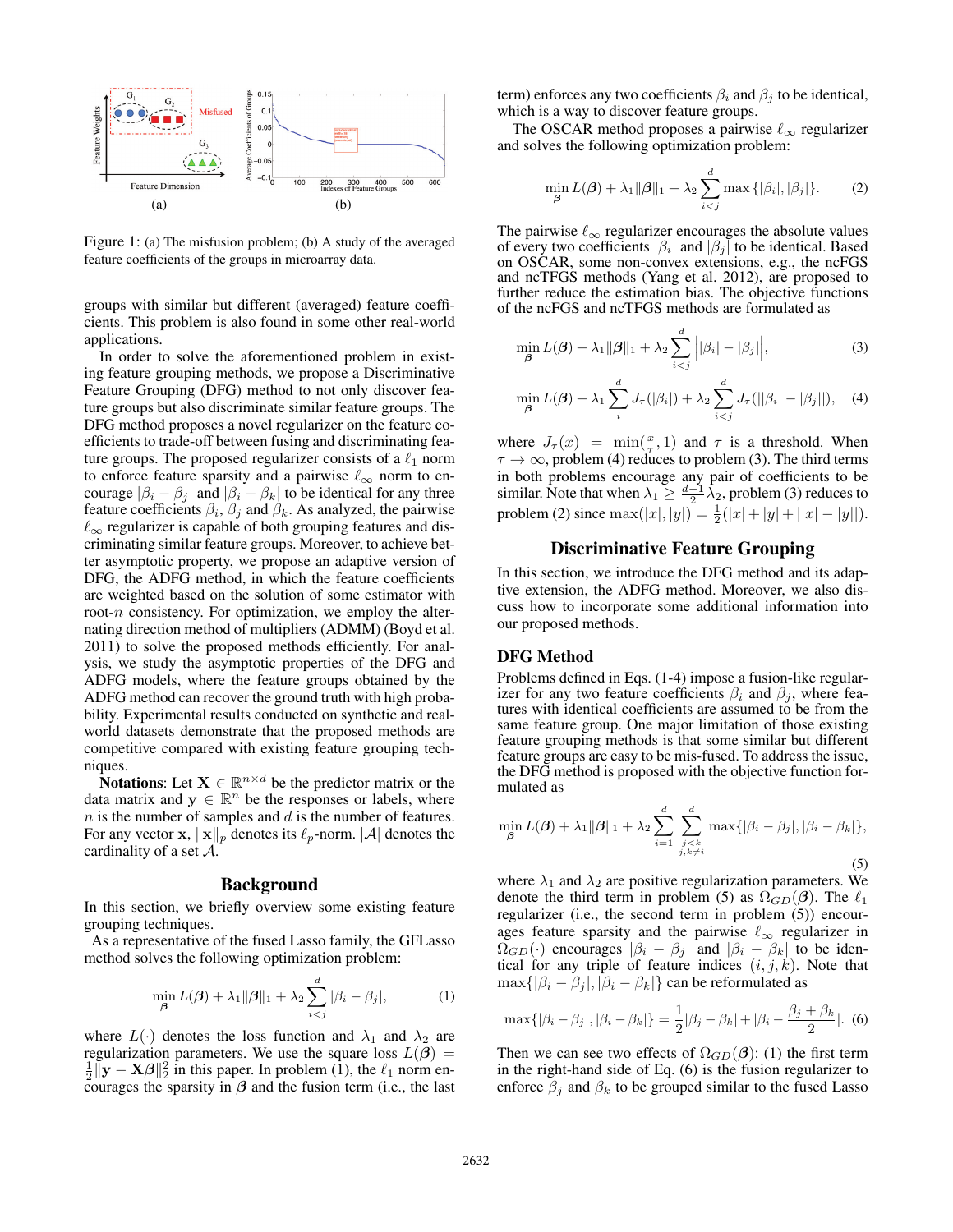Figure 1: (a) The misfusion problem; (b) A study of the averaged feature coefficients of the groups in microarray data.

groups with similar but different (averaged) feature coefficients. This problem is also found in some other real-world applications.

In order to solve the aforementioned problem in existing feature grouping methods, we propose a Discriminative Feature Grouping (DFG) method to not only discover feature groups but also discriminate similar feature groups. The DFG method proposes a novel regularizer on the feature coefficients to trade-off between fusing and discriminating feature groups. The proposed regularizer consists of a $\ell_1$ norm to enforce feature sparsity and a pairwise $\ell_\infty$ norm to encourage $|\beta_i - \beta_j|$ and $|\beta_i - \beta_k|$ to be identical for any three feature coefficients $\beta_i$, $\beta_j$ and $\beta_k$. As analyzed, the pairwise $\ell_\infty$ regularizer is capable of both grouping features and discriminating similar feature groups. Moreover, to achieve better asymptotic property, we propose an adaptive version of DFG, the ADFG method, in which the feature coefficients are weighted based on the solution of some estimator with root-$n$ consistency. For optimization, we employ the alternating direction method of multipliers (ADMM) (Boyd et al. 2011) to solve the proposed methods efficiently. For analysis, we study the asymptotic properties of the DFG and ADFG models, where the feature groups obtained by the ADFG method can recover the ground truth with high probability. Experimental results conducted on synthetic and real-world datasets demonstrate that the proposed methods are competitive compared with existing feature grouping techniques.

**Notations**: Let $\mathbf{X} \in \mathbb{R}^{n \times d}$ be the predictor matrix or the data matrix and $\mathbf{y} \in \mathbb{R}^n$ be the responses or labels, where $n$ is the number of samples and $d$ is the number of features. For any vector $\mathbf{x}$, $\|\mathbf{x}\|_p$ denotes its $\ell_p$-norm. $|\mathcal{A}|$ denotes the cardinality of a set $\mathcal{A}$.

## Background

In this section, we briefly overview some existing feature grouping techniques.

As a representative of the fused Lasso family, the GFLasso method solves the following optimization problem:

$$\min_{\boldsymbol{\beta}} L(\boldsymbol{\beta}) + \lambda_1 \|\boldsymbol{\beta}\|_1 + \lambda_2 \sum_{i<j}^{d} |\beta_i - \beta_j|, \tag{1}$$

where $L(\cdot)$ denotes the loss function and $\lambda_1$ and $\lambda_2$ are regularization parameters. We use the square loss $L(\boldsymbol{\beta}) = \frac{1}{2}\|\mathbf{y} - \mathbf{X}\boldsymbol{\beta}\|_2^2$ in this paper. In problem (1), the $\ell_1$ norm encourages the sparsity in $\boldsymbol{\beta}$ and the fusion term (i.e., the last term) enforces any two coefficients $\beta_i$ and $\beta_j$ to be identical, which is a way to discover feature groups.

The OSCAR method proposes a pairwise $\ell_\infty$ regularizer and solves the following optimization problem:

$$\min_{\boldsymbol{\beta}} L(\boldsymbol{\beta}) + \lambda_1 \|\boldsymbol{\beta}\|_1 + \lambda_2 \sum_{i<j}^{d} \max\{|\beta_i|, |\beta_j|\}. \tag{2}$$

The pairwise $\ell_\infty$ regularizer encourages the absolute values of every two coefficients $|\beta_i|$ and $|\beta_j|$ to be identical. Based on OSCAR, some non-convex extensions, e.g., the ncFGS and ncTFGS methods (Yang et al. 2012), are proposed to further reduce the estimation bias. The objective functions of the ncFGS and ncTFGS methods are formulated as

$$\min_{\boldsymbol{\beta}} L(\boldsymbol{\beta}) + \lambda_1 \|\boldsymbol{\beta}\|_1 + \lambda_2 \sum_{i<j}^{d} \Big||\beta_i| - |\beta_j|\Big|, \tag{3}$$

$$\min_{\boldsymbol{\beta}} L(\boldsymbol{\beta}) + \lambda_1 \sum_{i}^{d} J_\tau(|\beta_i|) + \lambda_2 \sum_{i<j}^{d} J_\tau(||\beta_i| - |\beta_j||), \tag{4}$$

where $J_\tau(x) = \min(\frac{x}{\tau}, 1)$ and $\tau$ is a threshold. When $\tau \to \infty$, problem (4) reduces to problem (3). The third terms in both problems encourage any pair of coefficients to be similar. Note that when $\lambda_1 \geq \frac{d-1}{2}\lambda_2$, problem (3) reduces to problem (2) since $\max(|x|, |y|) = \frac{1}{2}(|x| + |y| + ||x| - |y||)$.

## Discriminative Feature Grouping

In this section, we introduce the DFG method and its adaptive extension, the ADFG method. Moreover, we also discuss how to incorporate some additional information into our proposed methods.

### DFG Method

Problems defined in Eqs. (1-4) impose a fusion-like regularizer for any two feature coefficients $\beta_i$ and $\beta_j$, where features with identical coefficients are assumed to be from the same feature group. One major limitation of those existing feature grouping methods is that some similar but different feature groups are easy to be mis-fused. To address the issue, the DFG method is proposed with the objective function formulated as

$$\min_{\boldsymbol{\beta}} L(\boldsymbol{\beta}) + \lambda_1 \|\boldsymbol{\beta}\|_1 + \lambda_2 \sum_{i=1}^{d} \sum_{\substack{j<k \\ j,k \neq i}}^{d} \max\{|\beta_i - \beta_j|, |\beta_i - \beta_k|\}, \tag{5}$$

where $\lambda_1$ and $\lambda_2$ are positive regularization parameters. We denote the third term in problem (5) as $\Omega_{GD}(\boldsymbol{\beta})$. The $\ell_1$ regularizer (i.e., the second term in problem (5)) encourages feature sparsity and the pairwise $\ell_\infty$ regularizer in $\Omega_{GD}(\cdot)$ encourages $|\beta_i - \beta_j|$ and $|\beta_i - \beta_k|$ to be identical for any triple of feature indices $(i, j, k)$. Note that $\max\{|\beta_i - \beta_j|, |\beta_i - \beta_k|\}$ can be reformulated as

$$\max\{|\beta_i - \beta_j|, |\beta_i - \beta_k|\} = \frac{1}{2}|\beta_j - \beta_k| + |\beta_i - \frac{\beta_j + \beta_k}{2}|. \tag{6}$$

Then we can see two effects of $\Omega_{GD}(\boldsymbol{\beta})$: (1) the first term in the right-hand side of Eq. (6) is the fusion regularizer to enforce $\beta_j$ and $\beta_k$ to be grouped similar to the fused Lasso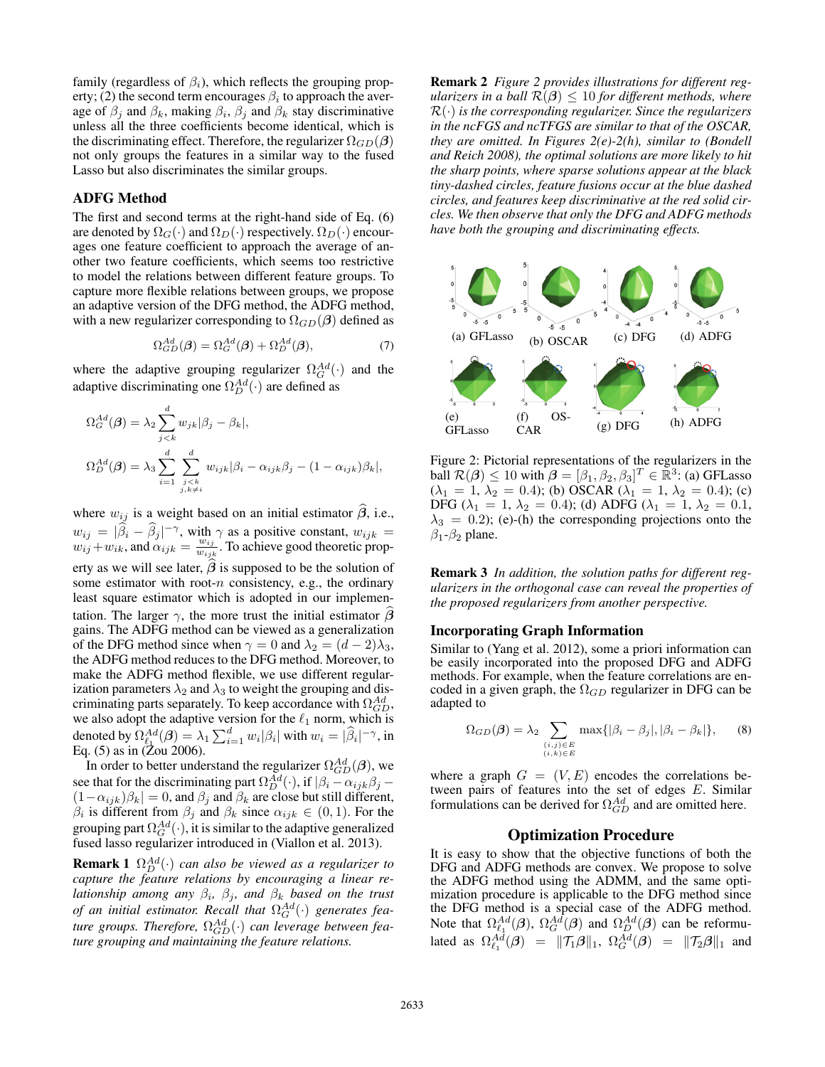family (regardless of $\beta_i$), which reflects the grouping property; (2) the second term encourages $\beta_i$ to approach the average of $\beta_j$ and $\beta_k$, making $\beta_i$, $\beta_j$ and $\beta_k$ stay discriminative unless all the three coefficients become identical, which is the discriminating effect. Therefore, the regularizer $\Omega_{GD}(\boldsymbol{\beta})$ not only groups the features in a similar way to the fused Lasso but also discriminates the similar groups.

## ADFG Method

The first and second terms at the right-hand side of Eq. (6) are denoted by $\Omega_G(\cdot)$ and $\Omega_D(\cdot)$ respectively. $\Omega_D(\cdot)$ encourages one feature coefficient to approach the average of another two feature coefficients, which seems too restrictive to model the relations between different feature groups. To capture more flexible relations between groups, we propose an adaptive version of the DFG method, the ADFG method, with a new regularizer corresponding to $\Omega_{GD}(\boldsymbol{\beta})$ defined as

$$\Omega_{GD}^{Ad}(\boldsymbol{\beta}) = \Omega_G^{Ad}(\boldsymbol{\beta}) + \Omega_D^{Ad}(\boldsymbol{\beta}), \tag{7}$$

where the adaptive grouping regularizer $\Omega_G^{Ad}(\cdot)$ and the adaptive discriminating one $\Omega_D^{Ad}(\cdot)$ are defined as

$$\Omega_G^{Ad}(\boldsymbol{\beta}) = \lambda_2 \sum_{j<k}^{d} w_{jk} |\beta_j - \beta_k|,$$

$$\Omega_D^{Ad}(\boldsymbol{\beta}) = \lambda_3 \sum_{i=1}^{d} \sum_{\substack{j<k \\ j,k \neq i}}^{d} w_{ijk} |\beta_i - \alpha_{ijk}\beta_j - (1-\alpha_{ijk})\beta_k|,$$

where $w_{ij}$ is a weight based on an initial estimator $\widehat{\boldsymbol{\beta}}$, i.e., $w_{ij} = |\widehat{\beta}_i - \widehat{\beta}_j|^{-\gamma}$, with $\gamma$ as a positive constant, $w_{ijk} = w_{ij} + w_{ik}$, and $\alpha_{ijk} = \frac{w_{ij}}{w_{ijk}}$. To achieve good theoretic property as we will see later, $\widehat{\boldsymbol{\beta}}$ is supposed to be the solution of some estimator with root-$n$ consistency, e.g., the ordinary least square estimator which is adopted in our implementation. The larger $\gamma$, the more trust the initial estimator $\widehat{\boldsymbol{\beta}}$ gains. The ADFG method can be viewed as a generalization of the DFG method since when $\gamma = 0$ and $\lambda_2 = (d-2)\lambda_3$, the ADFG method reduces to the DFG method. Moreover, to make the ADFG method flexible, we use different regularization parameters $\lambda_2$ and $\lambda_3$ to weight the grouping and discriminating parts separately. To keep accordance with $\Omega_{GD}^{Ad}$, we also adopt the adaptive version for the $\ell_1$ norm, which is denoted by $\Omega_{\ell_1}^{Ad}(\boldsymbol{\beta}) = \lambda_1 \sum_{i=1}^{d} w_i |\beta_i|$ with $w_i = |\widehat{\beta}_i|^{-\gamma}$, in Eq. (5) as in (Zou 2006).

In order to better understand the regularizer $\Omega_{GD}^{Ad}(\boldsymbol{\beta})$, we see that for the discriminating part $\Omega_D^{Ad}(\cdot)$, if $|\beta_i - \alpha_{ijk}\beta_j - (1-\alpha_{ijk})\beta_k| = 0$, and $\beta_j$ and $\beta_k$ are close but still different, $\beta_i$ is different from $\beta_j$ and $\beta_k$ since $\alpha_{ijk} \in (0, 1)$. For the grouping part $\Omega_G^{Ad}(\cdot)$, it is similar to the adaptive generalized fused lasso regularizer introduced in (Viallon et al. 2013).

**Remark 1** *$\Omega_D^{Ad}(\cdot)$ can also be viewed as a regularizer to capture the feature relations by encouraging a linear relationship among any $\beta_i$, $\beta_j$, and $\beta_k$ based on the trust of an initial estimator. Recall that $\Omega_G^{Ad}(\cdot)$ generates feature groups. Therefore, $\Omega_{GD}^{Ad}(\cdot)$ can leverage between feature grouping and maintaining the feature relations.*

**Remark 2** *Figure 2 provides illustrations for different regularizers in a ball $\mathcal{R}(\boldsymbol{\beta}) \leq 10$ for different methods, where $\mathcal{R}(\cdot)$ is the corresponding regularizer. Since the regularizers in the ncFGS and ncTFGS are similar to that of the OSCAR, they are omitted. In Figures 2(e)-2(h), similar to (Bondell and Reich 2008), the optimal solutions are more likely to hit the sharp points, where sparse solutions appear at the black tiny-dashed circles, feature fusions occur at the blue dashed circles, and features keep discriminative at the red solid circles. We then observe that only the DFG and ADFG methods have both the grouping and discriminating effects.*

Figure 2: Pictorial representations of the regularizers in the ball $\mathcal{R}(\boldsymbol{\beta}) \leq 10$ with $\boldsymbol{\beta} = [\beta_1, \beta_2, \beta_3]^T \in \mathbb{R}^3$: (a) GFLasso ($\lambda_1 = 1$, $\lambda_2 = 0.4$); (b) OSCAR ($\lambda_1 = 1$, $\lambda_2 = 0.4$); (c) DFG ($\lambda_1 = 1$, $\lambda_2 = 0.4$); (d) ADFG ($\lambda_1 = 1$, $\lambda_2 = 0.1$, $\lambda_3 = 0.2$); (e)-(h) the corresponding projections onto the $\beta_1$-$\beta_2$ plane.

**Remark 3** *In addition, the solution paths for different regularizers in the orthogonal case can reveal the properties of the proposed regularizers from another perspective.*

## Incorporating Graph Information

Similar to (Yang et al. 2012), some a priori information can be easily incorporated into the proposed DFG and ADFG methods. For example, when the feature correlations are encoded in a given graph, the $\Omega_{GD}$ regularizer in DFG can be adapted to

$$\Omega_{GD}(\boldsymbol{\beta}) = \lambda_2 \sum_{\substack{(i,j) \in E \\ (i,k) \in E}} \max\{|\beta_i - \beta_j|, |\beta_i - \beta_k|\}, \tag{8}$$

where a graph $G = (V, E)$ encodes the correlations between pairs of features into the set of edges $E$. Similar formulations can be derived for $\Omega_{GD}^{Ad}$ and are omitted here.

## Optimization Procedure

It is easy to show that the objective functions of both the DFG and ADFG methods are convex. We propose to solve the ADFG method using the ADMM, and the same optimization procedure is applicable to the DFG method since the DFG method is a special case of the ADFG method. Note that $\Omega_{\ell_1}^{Ad}(\boldsymbol{\beta})$, $\Omega_G^{Ad}(\boldsymbol{\beta})$ and $\Omega_D^{Ad}(\boldsymbol{\beta})$ can be reformulated as $\Omega_{\ell_1}^{Ad}(\boldsymbol{\beta}) = \|\mathcal{T}_1\boldsymbol{\beta}\|_1$, $\Omega_G^{Ad}(\boldsymbol{\beta}) = \|\mathcal{T}_2\boldsymbol{\beta}\|_1$ and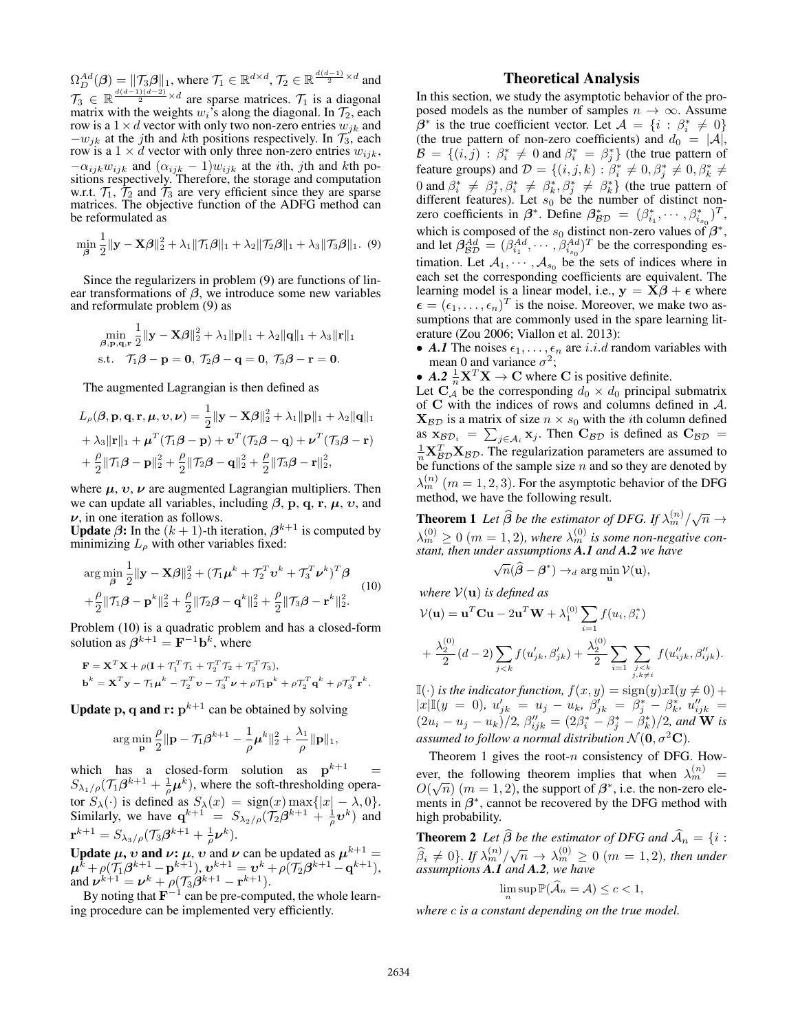$\Omega_D^{Ad}(\boldsymbol{\beta}) = \|\mathcal{T}_3\boldsymbol{\beta}\|_1$, where $\mathcal{T}_1 \in \mathbb{R}^{d\times d}$, $\mathcal{T}_2 \in \mathbb{R}^{\frac{d(d-1)}{2}\times d}$ and $\mathcal{T}_3 \in \mathbb{R}^{\frac{d(d-1)(d-2)}{2}\times d}$ are sparse matrices. $\mathcal{T}_1$ is a diagonal matrix with the weights $w_i$'s along the diagonal. In $\mathcal{T}_2$, each row is a $1\times d$ vector with only two non-zero entries $w_{jk}$ and $-w_{jk}$ at the $j$th and $k$th positions respectively. In $\mathcal{T}_3$, each row is a $1 \times d$ vector with only three non-zero entries $w_{ijk}$, $-\alpha_{ijk}w_{ijk}$ and $(\alpha_{ijk}-1)w_{ijk}$ at the $i$th, $j$th and $k$th positions respectively. Therefore, the storage and computation w.r.t. $\mathcal{T}_1$, $\mathcal{T}_2$ and $\mathcal{T}_3$ are very efficient since they are sparse matrices. The objective function of the ADFG method can be reformulated as

$$\min_{\boldsymbol{\beta}} \frac{1}{2}\|\mathbf{y}-\mathbf{X}\boldsymbol{\beta}\|_2^2 + \lambda_1\|\mathcal{T}_1\boldsymbol{\beta}\|_1 + \lambda_2\|\mathcal{T}_2\boldsymbol{\beta}\|_1 + \lambda_3\|\mathcal{T}_3\boldsymbol{\beta}\|_1. \quad (9)$$

Since the regularizers in problem (9) are functions of linear transformations of $\boldsymbol{\beta}$, we introduce some new variables and reformulate problem (9) as

$$\min_{\boldsymbol{\beta},\mathbf{p},\mathbf{q},\mathbf{r}} \frac{1}{2}\|\mathbf{y}-\mathbf{X}\boldsymbol{\beta}\|_2^2 + \lambda_1\|\mathbf{p}\|_1 + \lambda_2\|\mathbf{q}\|_1 + \lambda_3\|\mathbf{r}\|_1$$
$$\text{s.t.} \quad \mathcal{T}_1\boldsymbol{\beta}-\mathbf{p}=\mathbf{0},\ \mathcal{T}_2\boldsymbol{\beta}-\mathbf{q}=\mathbf{0},\ \mathcal{T}_3\boldsymbol{\beta}-\mathbf{r}=\mathbf{0}.$$

The augmented Lagrangian is then defined as

$$\begin{aligned}
L_\rho(\boldsymbol{\beta},\mathbf{p},\mathbf{q},\mathbf{r},\boldsymbol{\mu},\boldsymbol{\upsilon},\boldsymbol{\nu}) &= \frac{1}{2}\|\mathbf{y}-\mathbf{X}\boldsymbol{\beta}\|_2^2 + \lambda_1\|\mathbf{p}\|_1 + \lambda_2\|\mathbf{q}\|_1 \\
&+ \lambda_3\|\mathbf{r}\|_1 + \boldsymbol{\mu}^T(\mathcal{T}_1\boldsymbol{\beta}-\mathbf{p}) + \boldsymbol{\upsilon}^T(\mathcal{T}_2\boldsymbol{\beta}-\mathbf{q}) + \boldsymbol{\nu}^T(\mathcal{T}_3\boldsymbol{\beta}-\mathbf{r}) \\
&+ \frac{\rho}{2}\|\mathcal{T}_1\boldsymbol{\beta}-\mathbf{p}\|_2^2 + \frac{\rho}{2}\|\mathcal{T}_2\boldsymbol{\beta}-\mathbf{q}\|_2^2 + \frac{\rho}{2}\|\mathcal{T}_3\boldsymbol{\beta}-\mathbf{r}\|_2^2,
\end{aligned}$$

where $\boldsymbol{\mu}$, $\boldsymbol{\upsilon}$, $\boldsymbol{\nu}$ are augmented Lagrangian multipliers. Then we can update all variables, including $\boldsymbol{\beta}$, $\mathbf{p}$, $\mathbf{q}$, $\mathbf{r}$, $\boldsymbol{\mu}$, $\boldsymbol{\upsilon}$, and $\boldsymbol{\nu}$, in one iteration as follows.

**Update $\boldsymbol{\beta}$:** In the $(k+1)$-th iteration, $\boldsymbol{\beta}^{k+1}$ is computed by minimizing $L_\rho$ with other variables fixed:

$$\begin{aligned}
&\arg\min_{\boldsymbol{\beta}} \frac{1}{2}\|\mathbf{y}-\mathbf{X}\boldsymbol{\beta}\|_2^2 + (\mathcal{T}_1\boldsymbol{\mu}^k + \mathcal{T}_2^T\boldsymbol{\upsilon}^k + \mathcal{T}_3^T\boldsymbol{\nu}^k)^T\boldsymbol{\beta} \\
&+\frac{\rho}{2}\|\mathcal{T}_1\boldsymbol{\beta}-\mathbf{p}^k\|_2^2 + \frac{\rho}{2}\|\mathcal{T}_2\boldsymbol{\beta}-\mathbf{q}^k\|_2^2 + \frac{\rho}{2}\|\mathcal{T}_3\boldsymbol{\beta}-\mathbf{r}^k\|_2^2.
\end{aligned} \quad (10)$$

Problem (10) is a quadratic problem and has a closed-form solution as $\boldsymbol{\beta}^{k+1} = \mathbf{F}^{-1}\mathbf{b}^k$, where

$$\mathbf{F} = \mathbf{X}^T\mathbf{X} + \rho(\mathbf{I} + \mathcal{T}_1^T\mathcal{T}_1 + \mathcal{T}_2^T\mathcal{T}_2 + \mathcal{T}_3^T\mathcal{T}_3),$$
$$\mathbf{b}^k = \mathbf{X}^T\mathbf{y} - \mathcal{T}_1\boldsymbol{\mu}^k - \mathcal{T}_2^T\boldsymbol{\upsilon} - \mathcal{T}_3^T\boldsymbol{\nu} + \rho\mathcal{T}_1\mathbf{p}^k + \rho\mathcal{T}_2^T\mathbf{q}^k + \rho\mathcal{T}_3^T\mathbf{r}^k.$$

**Update $\mathbf{p}$, $\mathbf{q}$ and $\mathbf{r}$:** $\mathbf{p}^{k+1}$ can be obtained by solving

$$\arg\min_{\mathbf{p}} \frac{\rho}{2}\|\mathbf{p} - \mathcal{T}_1\boldsymbol{\beta}^{k+1} - \frac{1}{\rho}\boldsymbol{\mu}^k\|_2^2 + \frac{\lambda_1}{\rho}\|\mathbf{p}\|_1,$$

which has a closed-form solution as $\mathbf{p}^{k+1} = S_{\lambda_1/\rho}(\mathcal{T}_1\boldsymbol{\beta}^{k+1} + \frac{1}{\rho}\boldsymbol{\mu}^k)$, where the soft-thresholding operator $S_\lambda(\cdot)$ is defined as $S_\lambda(x) = \text{sign}(x)\max\{|x|-\lambda, 0\}$. Similarly, we have $\mathbf{q}^{k+1} = S_{\lambda_2/\rho}(\mathcal{T}_2\boldsymbol{\beta}^{k+1} + \frac{1}{\rho}\boldsymbol{\upsilon}^k)$ and $\mathbf{r}^{k+1} = S_{\lambda_3/\rho}(\mathcal{T}_3\boldsymbol{\beta}^{k+1} + \frac{1}{\rho}\boldsymbol{\nu}^k)$.

**Update $\boldsymbol{\mu}$, $\boldsymbol{\upsilon}$ and $\boldsymbol{\nu}$:** $\boldsymbol{\mu}$, $\boldsymbol{\upsilon}$ and $\boldsymbol{\nu}$ can be updated as $\boldsymbol{\mu}^{k+1} = \boldsymbol{\mu}^k + \rho(\mathcal{T}_1\boldsymbol{\beta}^{k+1} - \mathbf{p}^{k+1})$, $\boldsymbol{\upsilon}^{k+1} = \boldsymbol{\upsilon}^k + \rho(\mathcal{T}_2\boldsymbol{\beta}^{k+1} - \mathbf{q}^{k+1})$, and $\boldsymbol{\nu}^{k+1} = \boldsymbol{\nu}^k + \rho(\mathcal{T}_3\boldsymbol{\beta}^{k+1} - \mathbf{r}^{k+1})$.

By noting that $\mathbf{F}^{-1}$ can be pre-computed, the whole learning procedure can be implemented very efficiently.

## Theoretical Analysis

In this section, we study the asymptotic behavior of the proposed models as the number of samples $n \to \infty$. Assume $\boldsymbol{\beta}^*$ is the true coefficient vector. Let $\mathcal{A} = \{i : \beta_i^* \neq 0\}$ (the true pattern of non-zero coefficients) and $d_0 = |\mathcal{A}|$, $\mathcal{B} = \{(i,j) : \beta_i^* \neq 0 \text{ and } \beta_i^* = \beta_j^*\}$ (the true pattern of feature groups) and $\mathcal{D} = \{(i,j,k) : \beta_i^* \neq 0, \beta_j^* \neq 0, \beta_k^* \neq 0 \text{ and } \beta_i^* \neq \beta_j^*, \beta_i^* \neq \beta_k^*, \beta_j^* \neq \beta_k^*\}$ (the true pattern of different features). Let $s_0$ be the number of distinct non-zero coefficients in $\boldsymbol{\beta}^*$. Define $\boldsymbol{\beta}_{\mathcal{BD}}^* = (\beta_{i_1}^*, \cdots, \beta_{i_{s_0}}^*)^T$, which is composed of the $s_0$ distinct non-zero values of $\boldsymbol{\beta}^*$, and let $\boldsymbol{\beta}_{\mathcal{BD}}^{Ad} = (\beta_{i_1}^{Ad}, \cdots, \beta_{i_{s_0}}^{Ad})^T$ be the corresponding estimation. Let $\mathcal{A}_1, \cdots, \mathcal{A}_{s_0}$ be the sets of indices where in each set the corresponding coefficients are equivalent. The learning model is a linear model, i.e., $\mathbf{y} = \mathbf{X}\boldsymbol{\beta} + \boldsymbol{\epsilon}$ where $\boldsymbol{\epsilon} = (\epsilon_1, \ldots, \epsilon_n)^T$ is the noise. Moreover, we make two assumptions that are commonly used in the spare learning literature (Zou 2006; Viallon et al. 2013):

- ***A.1*** The noises $\epsilon_1, \ldots, \epsilon_n$ are $i.i.d$ random variables with mean 0 and variance $\sigma^2$;
- ***A.2*** $\frac{1}{n}\mathbf{X}^T\mathbf{X} \to \mathbf{C}$ where $\mathbf{C}$ is positive definite.

Let $\mathbf{C}_\mathcal{A}$ be the corresponding $d_0 \times d_0$ principal submatrix of $\mathbf{C}$ with the indices of rows and columns defined in $\mathcal{A}$. $\mathbf{X}_{\mathcal{BD}}$ is a matrix of size $n \times s_0$ with the $i$th column defined as $\mathbf{x}_{\mathcal{BD}_i} = \sum_{j\in\mathcal{A}_i}\mathbf{x}_j$. Then $\mathbf{C}_{\mathcal{BD}}$ is defined as $\mathbf{C}_{\mathcal{BD}} = \frac{1}{n}\mathbf{X}_{\mathcal{BD}}^T\mathbf{X}_{\mathcal{BD}}$. The regularization parameters are assumed to be functions of the sample size $n$ and so they are denoted by $\lambda_m^{(n)}$ $(m = 1,2,3)$. For the asymptotic behavior of the DFG method, we have the following result.

**Theorem 1** *Let $\widehat{\boldsymbol{\beta}}$ be the estimator of DFG. If $\lambda_m^{(n)}/\sqrt{n} \to \lambda_m^{(0)} \geq 0$ $(m = 1,2)$, where $\lambda_m^{(0)}$ is some non-negative constant, then under assumptions **A.1** and **A.2** we have*

$$\sqrt{n}(\widehat{\boldsymbol{\beta}} - \boldsymbol{\beta}^*) \to_d \arg\min_{\mathbf{u}} \mathcal{V}(\mathbf{u}),$$

*where $\mathcal{V}(\mathbf{u})$ is defined as*

$$\begin{aligned}
\mathcal{V}(\mathbf{u}) &= \mathbf{u}^T\mathbf{C}\mathbf{u} - 2\mathbf{u}^T\mathbf{W} + \lambda_1^{(0)}\sum_{i=1} f(u_i, \beta_i^*) \\
&+ \frac{\lambda_2^{(0)}}{2}(d-2)\sum_{j<k} f(u'_{jk}, \beta'_{jk}) + \frac{\lambda_2^{(0)}}{2}\sum_{i=1}\sum_{\substack{j<k\\ j,k\neq i}} f(u''_{ijk}, \beta''_{ijk}).
\end{aligned}$$

*$\mathbb{I}(\cdot)$ is the indicator function, $f(x,y) = \text{sign}(y)x\mathbb{I}(y \neq 0) + |x|\mathbb{I}(y = 0)$, $u'_{jk} = u_j - u_k$, $\beta'_{jk} = \beta_j^* - \beta_k^*$, $u''_{ijk} = (2u_i - u_j - u_k)/2$, $\beta''_{ijk} = (2\beta_i^* - \beta_j^* - \beta_k^*)/2$, and $\mathbf{W}$ is assumed to follow a normal distribution $\mathcal{N}(\mathbf{0}, \sigma^2\mathbf{C})$.*

Theorem 1 gives the root-$n$ consistency of DFG. However, the following theorem implies that when $\lambda_m^{(n)} = O(\sqrt{n})$ $(m = 1,2)$, the support of $\boldsymbol{\beta}^*$, i.e. the non-zero elements in $\boldsymbol{\beta}^*$, cannot be recovered by the DFG method with high probability.

**Theorem 2** *Let $\widehat{\boldsymbol{\beta}}$ be the estimator of DFG and $\widehat{\mathcal{A}}_n = \{i : \widehat{\beta}_i \neq 0\}$. If $\lambda_m^{(n)}/\sqrt{n} \to \lambda_m^{(0)} \geq 0$ $(m = 1,2)$, then under assumptions **A.1** and **A.2**, we have*

$$\limsup_n \mathbb{P}(\widehat{\mathcal{A}}_n = \mathcal{A}) \leq c < 1,$$

*where $c$ is a constant depending on the true model.*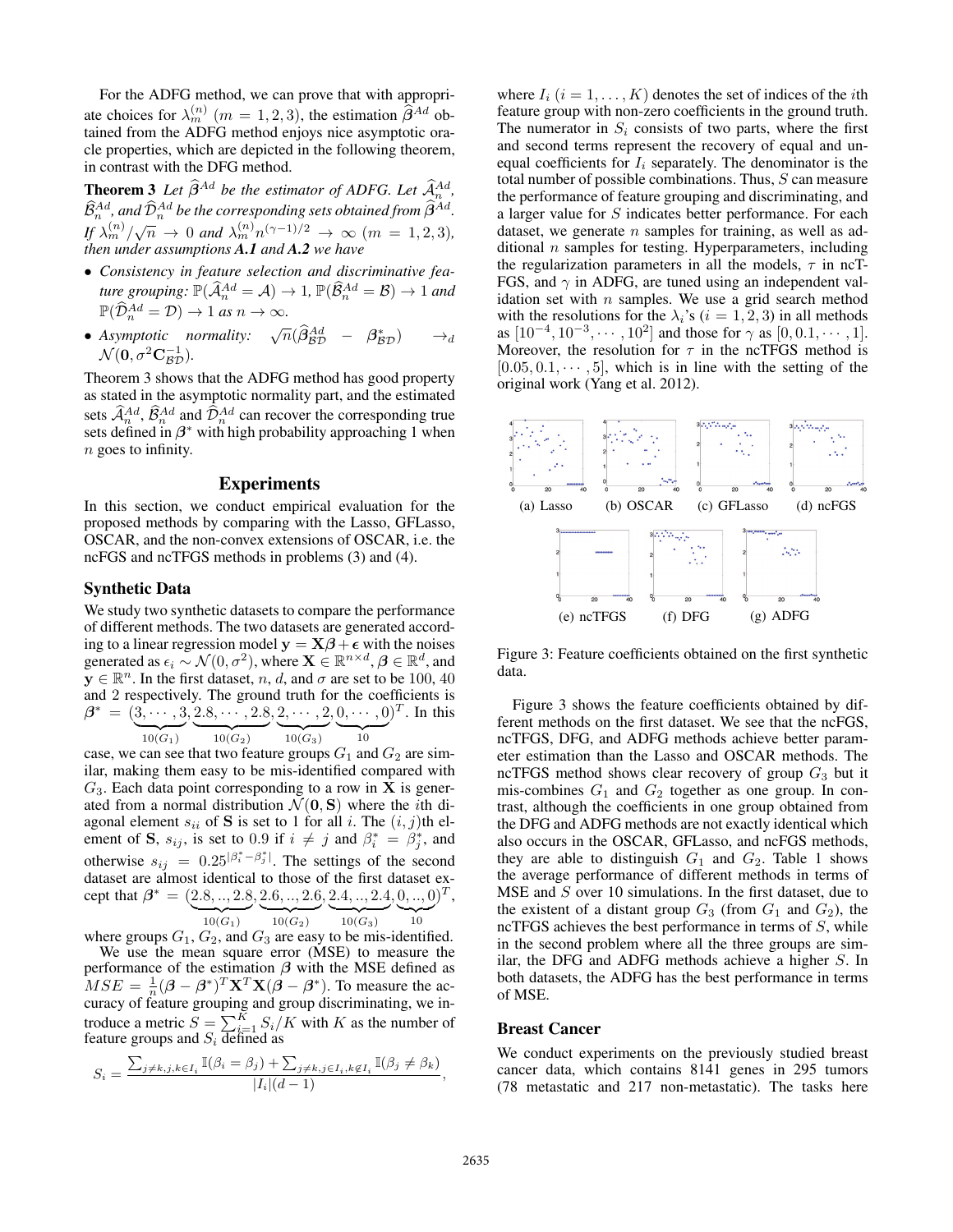For the ADFG method, we can prove that with appropriate choices for $\lambda_m^{(n)}$ $(m = 1, 2, 3)$, the estimation $\widehat{\boldsymbol{\beta}}^{Ad}$ obtained from the ADFG method enjoys nice asymptotic oracle properties, which are depicted in the following theorem, in contrast with the DFG method.

**Theorem 3** *Let $\widehat{\boldsymbol{\beta}}^{Ad}$ be the estimator of ADFG. Let $\widehat{\mathcal{A}}_n^{Ad}$, $\widehat{\mathcal{B}}_n^{Ad}$, and $\widehat{\mathcal{D}}_n^{Ad}$ be the corresponding sets obtained from $\widehat{\boldsymbol{\beta}}^{Ad}$. If $\lambda_m^{(n)}/\sqrt{n} \to 0$ and $\lambda_m^{(n)} n^{(\gamma-1)/2} \to \infty$ $(m = 1, 2, 3)$, then under assumptions **A.1** and **A.2** we have*

- *Consistency in feature selection and discriminative feature grouping: $\mathbb{P}(\widehat{\mathcal{A}}_n^{Ad} = \mathcal{A}) \to 1$, $\mathbb{P}(\widehat{\mathcal{B}}_n^{Ad} = \mathcal{B}) \to 1$ and $\mathbb{P}(\widehat{\mathcal{D}}_n^{Ad} = \mathcal{D}) \to 1$ as $n \to \infty$.*
- *Asymptotic normality: $\sqrt{n}(\widehat{\boldsymbol{\beta}}_{\mathcal{BD}}^{Ad} - \boldsymbol{\beta}_{\mathcal{BD}}^{*}) \to_d \mathcal{N}(\mathbf{0}, \sigma^2 \mathbf{C}_{\mathcal{BD}}^{-1})$.*

Theorem 3 shows that the ADFG method has good property as stated in the asymptotic normality part, and the estimated sets $\widehat{\mathcal{A}}_n^{Ad}$, $\widehat{\mathcal{B}}_n^{Ad}$ and $\widehat{\mathcal{D}}_n^{Ad}$ can recover the corresponding true sets defined in $\boldsymbol{\beta}^*$ with high probability approaching 1 when $n$ goes to infinity.

## Experiments

In this section, we conduct empirical evaluation for the proposed methods by comparing with the Lasso, GFLasso, OSCAR, and the non-convex extensions of OSCAR, i.e. the ncFGS and ncTFGS methods in problems (3) and (4).

### Synthetic Data

We study two synthetic datasets to compare the performance of different methods. The two datasets are generated according to a linear regression model $\mathbf{y} = \mathbf{X}\boldsymbol{\beta} + \boldsymbol{\epsilon}$ with the noises generated as $\epsilon_i \sim \mathcal{N}(0, \sigma^2)$, where $\mathbf{X} \in \mathbb{R}^{n \times d}$, $\boldsymbol{\beta} \in \mathbb{R}^d$, and $\mathbf{y} \in \mathbb{R}^n$. In the first dataset, $n$, $d$, and $\sigma$ are set to be 100, 40 and 2 respectively. The ground truth for the coefficients is $\boldsymbol{\beta}^* = (\underbrace{3, \cdots, 3}_{10(G_1)}, \underbrace{2.8, \cdots, 2.8}_{10(G_2)}, \underbrace{2, \cdots, 2}_{10(G_3)}, \underbrace{0, \cdots, 0}_{10})^T$. In this case, we can see that two feature groups $G_1$ and $G_2$ are similar, making them easy to be mis-identified compared with $G_3$. Each data point corresponding to a row in $\mathbf{X}$ is generated from a normal distribution $\mathcal{N}(\mathbf{0}, \mathbf{S})$ where the $i$th diagonal element $s_{ii}$ of $\mathbf{S}$ is set to 1 for all $i$. The $(i, j)$th element of $\mathbf{S}$, $s_{ij}$, is set to 0.9 if $i \neq j$ and $\beta_i^* = \beta_j^*$, and otherwise $s_{ij} = 0.25^{|\beta_i^* - \beta_j^*|}$. The settings of the second dataset are almost identical to those of the first dataset except that $\boldsymbol{\beta}^* = (\underbrace{2.8, .., 2.8}_{10(G_1)}, \underbrace{2.6, .., 2.6}_{10(G_2)}, \underbrace{2.4, .., 2.4}_{10(G_3)}, \underbrace{0, .., 0}_{10})^T$, where groups $G_1$, $G_2$, and $G_3$ are easy to be mis-identified.

We use the mean square error (MSE) to measure the performance of the estimation $\boldsymbol{\beta}$ with the MSE defined as $MSE = \frac{1}{n}(\boldsymbol{\beta} - \boldsymbol{\beta}^*)^T \mathbf{X}^T \mathbf{X}(\boldsymbol{\beta} - \boldsymbol{\beta}^*)$. To measure the accuracy of feature grouping and group discriminating, we introduce a metric $S = \sum_{i=1}^{K} S_i / K$ with $K$ as the number of feature groups and $S_i$ defined as

$$S_i = \frac{\sum_{j \neq k, j, k \in I_i} \mathbb{I}(\beta_i = \beta_j) + \sum_{j \neq k, j \in I_i, k \notin I_i} \mathbb{I}(\beta_j \neq \beta_k)}{|I_i|(d-1)},$$

where $I_i$ $(i = 1, \ldots, K)$ denotes the set of indices of the $i$th feature group with non-zero coefficients in the ground truth. The numerator in $S_i$ consists of two parts, where the first and second terms represent the recovery of equal and unequal coefficients for $I_i$ separately. The denominator is the total number of possible combinations. Thus, $S$ can measure the performance of feature grouping and discriminating, and a larger value for $S$ indicates better performance. For each dataset, we generate $n$ samples for training, as well as additional $n$ samples for testing. Hyperparameters, including the regularization parameters in all the models, $\tau$ in ncTFGS, and $\gamma$ in ADFG, are tuned using an independent validation set with $n$ samples. We use a grid search method with the resolutions for the $\lambda_i$'s $(i = 1, 2, 3)$ in all methods as $[10^{-4}, 10^{-3}, \cdots, 10^2]$ and those for $\gamma$ as $[0, 0.1, \cdots, 1]$. Moreover, the resolution for $\tau$ in the ncTFGS method is $[0.05, 0.1, \cdots, 5]$, which is in line with the setting of the original work (Yang et al. 2012).

(a) Lasso (b) OSCAR (c) GFLasso (d) ncFGS (e) ncTFGS (f) DFG (g) ADFG

Figure 3: Feature coefficients obtained on the first synthetic data.

Figure 3 shows the feature coefficients obtained by different methods on the first dataset. We see that the ncFGS, ncTFGS, DFG, and ADFG methods achieve better parameter estimation than the Lasso and OSCAR methods. The ncTFGS method shows clear recovery of group $G_3$ but it mis-combines $G_1$ and $G_2$ together as one group. In contrast, although the coefficients in one group obtained from the DFG and ADFG methods are not exactly identical which also occurs in the OSCAR, GFLasso, and ncFGS methods, they are able to distinguish $G_1$ and $G_2$. Table 1 shows the average performance of different methods in terms of MSE and $S$ over 10 simulations. In the first dataset, due to the existent of a distant group $G_3$ (from $G_1$ and $G_2$), the ncTFGS achieves the best performance in terms of $S$, while in the second problem where all the three groups are similar, the DFG and ADFG methods achieve a higher $S$. In both datasets, the ADFG has the best performance in terms of MSE.

### Breast Cancer

We conduct experiments on the previously studied breast cancer data, which contains 8141 genes in 295 tumors (78 metastatic and 217 non-metastatic). The tasks here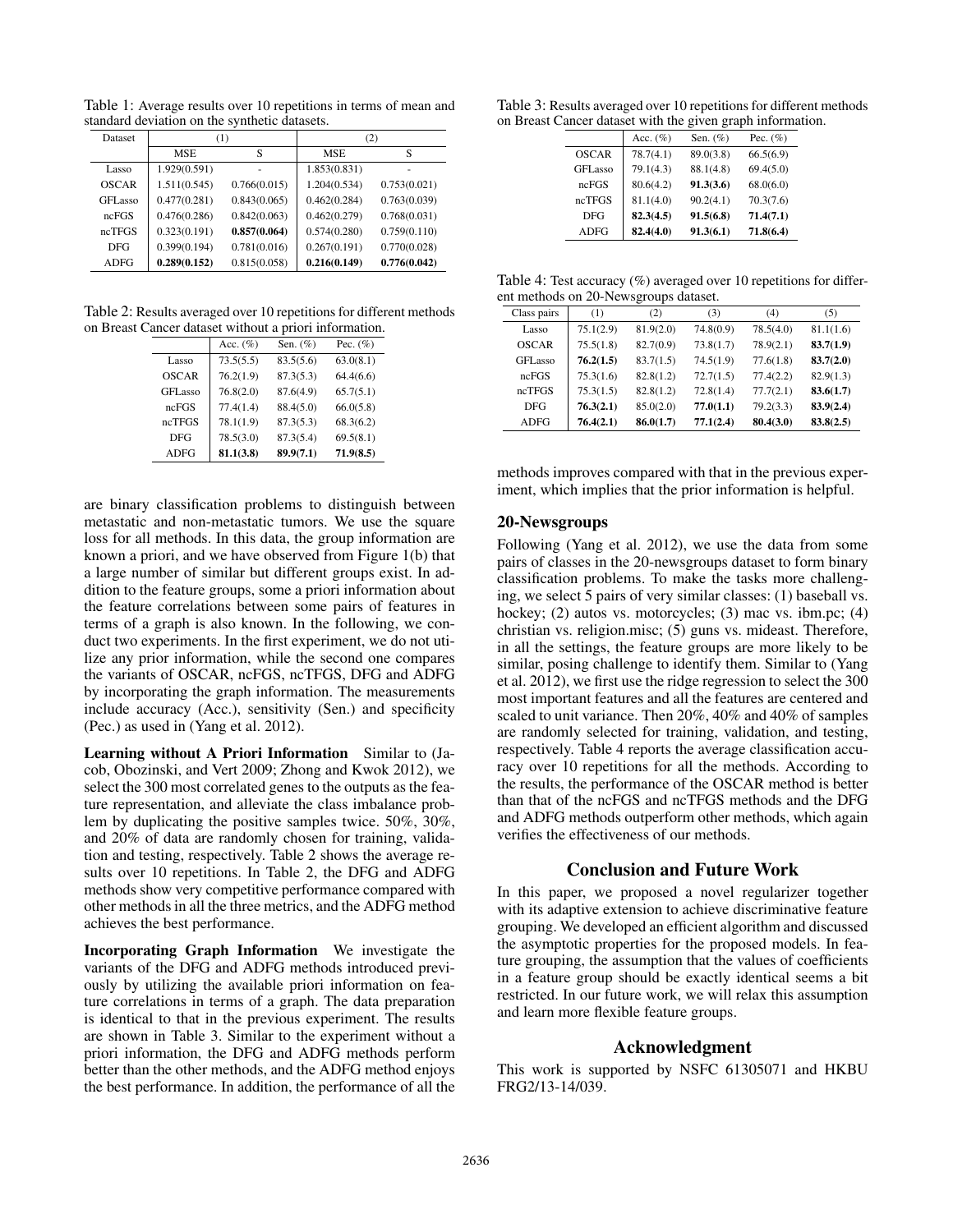Table 1: Average results over 10 repetitions in terms of mean and standard deviation on the synthetic datasets.

| Dataset | (1) | | (2) | |
|---|---|---|---|---|
| | MSE | S | MSE | S |
| Lasso | 1.929(0.591) | - | 1.853(0.831) | - |
| OSCAR | 1.511(0.545) | 0.766(0.015) | 1.204(0.534) | 0.753(0.021) |
| GFLasso | 0.477(0.281) | 0.843(0.065) | 0.462(0.284) | 0.763(0.039) |
| ncFGS | 0.476(0.286) | 0.842(0.063) | 0.462(0.279) | 0.768(0.031) |
| ncTFGS | 0.323(0.191) | **0.857(0.064)** | 0.574(0.280) | 0.759(0.110) |
| DFG | 0.399(0.194) | 0.781(0.016) | 0.267(0.191) | 0.770(0.028) |
| ADFG | **0.289(0.152)** | 0.815(0.058) | **0.216(0.149)** | **0.776(0.042)** |

Table 2: Results averaged over 10 repetitions for different methods on Breast Cancer dataset without a priori information.

| | Acc. (%) | Sen. (%) | Pec. (%) |
|---|---|---|---|
| Lasso | 73.5(5.5) | 83.5(5.6) | 63.0(8.1) |
| OSCAR | 76.2(1.9) | 87.3(5.3) | 64.4(6.6) |
| GFLasso | 76.8(2.0) | 87.6(4.9) | 65.7(5.1) |
| ncFGS | 77.4(1.4) | 88.4(5.0) | 66.0(5.8) |
| ncTFGS | 78.1(1.9) | 87.3(5.3) | 68.3(6.2) |
| DFG | 78.5(3.0) | 87.3(5.4) | 69.5(8.1) |
| ADFG | **81.1(3.8)** | **89.9(7.1)** | **71.9(8.5)** |

are binary classification problems to distinguish between metastatic and non-metastatic tumors. We use the square loss for all methods. In this data, the group information are known a priori, and we have observed from Figure 1(b) that a large number of similar but different groups exist. In addition to the feature groups, some a priori information about the feature correlations between some pairs of features in terms of a graph is also known. In the following, we conduct two experiments. In the first experiment, we do not utilize any prior information, while the second one compares the variants of OSCAR, ncFGS, ncTFGS, DFG and ADFG by incorporating the graph information. The measurements include accuracy (Acc.), sensitivity (Sen.) and specificity (Pec.) as used in (Yang et al. 2012).

**Learning without A Priori Information** Similar to (Jacob, Obozinski, and Vert 2009; Zhong and Kwok 2012), we select the 300 most correlated genes to the outputs as the feature representation, and alleviate the class imbalance problem by duplicating the positive samples twice. 50%, 30%, and 20% of data are randomly chosen for training, validation and testing, respectively. Table 2 shows the average results over 10 repetitions. In Table 2, the DFG and ADFG methods show very competitive performance compared with other methods in all the three metrics, and the ADFG method achieves the best performance.

**Incorporating Graph Information** We investigate the variants of the DFG and ADFG methods introduced previously by utilizing the available priori information on feature correlations in terms of a graph. The data preparation is identical to that in the previous experiment. The results are shown in Table 3. Similar to the experiment without a priori information, the DFG and ADFG methods perform better than the other methods, and the ADFG method enjoys the best performance. In addition, the performance of all the methods improves compared with that in the previous experiment, which implies that the prior information is helpful.

Table 3: Results averaged over 10 repetitions for different methods on Breast Cancer dataset with the given graph information.

| | Acc. (%) | Sen. (%) | Pec. (%) |
|---|---|---|---|
| OSCAR | 78.7(4.1) | 89.0(3.8) | 66.5(6.9) |
| GFLasso | 79.1(4.3) | 88.1(4.8) | 69.4(5.0) |
| ncFGS | 80.6(4.2) | **91.3(3.6)** | 68.0(6.0) |
| ncTFGS | 81.1(4.0) | 90.2(4.1) | 70.3(7.6) |
| DFG | **82.3(4.5)** | **91.5(6.8)** | **71.4(7.1)** |
| ADFG | **82.4(4.0)** | **91.3(6.1)** | **71.8(6.4)** |

Table 4: Test accuracy (%) averaged over 10 repetitions for different methods on 20-Newsgroups dataset.

| Class pairs | (1) | (2) | (3) | (4) | (5) |
|---|---|---|---|---|---|
| Lasso | 75.1(2.9) | 81.9(2.0) | 74.8(0.9) | 78.5(4.0) | 81.1(1.6) |
| OSCAR | 75.5(1.8) | 82.7(0.9) | 73.8(1.7) | 78.9(2.1) | **83.7(1.9)** |
| GFLasso | **76.2(1.5)** | 83.7(1.5) | 74.5(1.9) | 77.6(1.8) | **83.7(2.0)** |
| ncFGS | 75.3(1.6) | 82.8(1.2) | 72.7(1.5) | 77.4(2.2) | 82.9(1.3) |
| ncTFGS | 75.3(1.5) | 82.8(1.2) | 72.8(1.4) | 77.7(2.1) | **83.6(1.7)** |
| DFG | **76.3(2.1)** | 85.0(2.0) | **77.0(1.1)** | 79.2(3.3) | **83.9(2.4)** |
| ADFG | **76.4(2.1)** | **86.0(1.7)** | **77.1(2.4)** | **80.4(3.0)** | **83.8(2.5)** |

## 20-Newsgroups

Following (Yang et al. 2012), we use the data from some pairs of classes in the 20-newsgroups dataset to form binary classification problems. To make the tasks more challenging, we select 5 pairs of very similar classes: (1) baseball vs. hockey; (2) autos vs. motorcycles; (3) mac vs. ibm.pc; (4) christian vs. religion.misc; (5) guns vs. mideast. Therefore, in all the settings, the feature groups are more likely to be similar, posing challenge to identify them. Similar to (Yang et al. 2012), we first use the ridge regression to select the 300 most important features and all the features are centered and scaled to unit variance. Then 20%, 40% and 40% of samples are randomly selected for training, validation, and testing, respectively. Table 4 reports the average classification accuracy over 10 repetitions for all the methods. According to the results, the performance of the OSCAR method is better than that of the ncFGS and ncTFGS methods and the DFG and ADFG methods outperform other methods, which again verifies the effectiveness of our methods.

## Conclusion and Future Work

In this paper, we proposed a novel regularizer together with its adaptive extension to achieve discriminative feature grouping. We developed an efficient algorithm and discussed the asymptotic properties for the proposed models. In feature grouping, the assumption that the values of coefficients in a feature group should be exactly identical seems a bit restricted. In our future work, we will relax this assumption and learn more flexible feature groups.

## Acknowledgment

This work is supported by NSFC 61305071 and HKBU FRG2/13-14/039.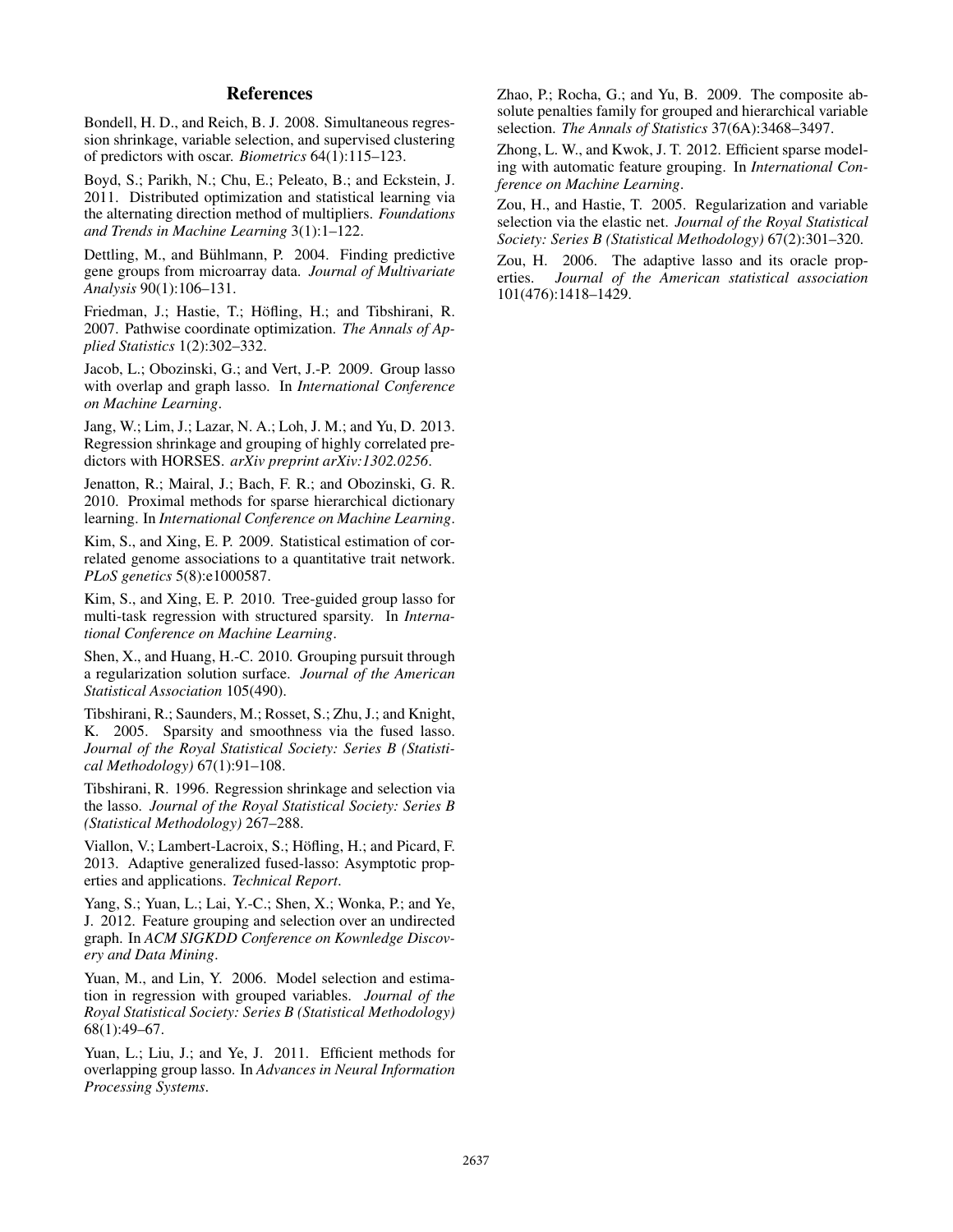## References

Bondell, H. D., and Reich, B. J. 2008. Simultaneous regression shrinkage, variable selection, and supervised clustering of predictors with oscar. *Biometrics* 64(1):115–123.

Boyd, S.; Parikh, N.; Chu, E.; Peleato, B.; and Eckstein, J. 2011. Distributed optimization and statistical learning via the alternating direction method of multipliers. *Foundations and Trends in Machine Learning* 3(1):1–122.

Dettling, M., and Bühlmann, P. 2004. Finding predictive gene groups from microarray data. *Journal of Multivariate Analysis* 90(1):106–131.

Friedman, J.; Hastie, T.; Höfling, H.; and Tibshirani, R. 2007. Pathwise coordinate optimization. *The Annals of Applied Statistics* 1(2):302–332.

Jacob, L.; Obozinski, G.; and Vert, J.-P. 2009. Group lasso with overlap and graph lasso. In *International Conference on Machine Learning*.

Jang, W.; Lim, J.; Lazar, N. A.; Loh, J. M.; and Yu, D. 2013. Regression shrinkage and grouping of highly correlated predictors with HORSES. *arXiv preprint arXiv:1302.0256*.

Jenatton, R.; Mairal, J.; Bach, F. R.; and Obozinski, G. R. 2010. Proximal methods for sparse hierarchical dictionary learning. In *International Conference on Machine Learning*.

Kim, S., and Xing, E. P. 2009. Statistical estimation of correlated genome associations to a quantitative trait network. *PLoS genetics* 5(8):e1000587.

Kim, S., and Xing, E. P. 2010. Tree-guided group lasso for multi-task regression with structured sparsity. In *International Conference on Machine Learning*.

Shen, X., and Huang, H.-C. 2010. Grouping pursuit through a regularization solution surface. *Journal of the American Statistical Association* 105(490).

Tibshirani, R.; Saunders, M.; Rosset, S.; Zhu, J.; and Knight, K. 2005. Sparsity and smoothness via the fused lasso. *Journal of the Royal Statistical Society: Series B (Statistical Methodology)* 67(1):91–108.

Tibshirani, R. 1996. Regression shrinkage and selection via the lasso. *Journal of the Royal Statistical Society: Series B (Statistical Methodology)* 267–288.

Viallon, V.; Lambert-Lacroix, S.; Höfling, H.; and Picard, F. 2013. Adaptive generalized fused-lasso: Asymptotic properties and applications. *Technical Report*.

Yang, S.; Yuan, L.; Lai, Y.-C.; Shen, X.; Wonka, P.; and Ye, J. 2012. Feature grouping and selection over an undirected graph. In *ACM SIGKDD Conference on Kownledge Discovery and Data Mining*.

Yuan, M., and Lin, Y. 2006. Model selection and estimation in regression with grouped variables. *Journal of the Royal Statistical Society: Series B (Statistical Methodology)* 68(1):49–67.

Yuan, L.; Liu, J.; and Ye, J. 2011. Efficient methods for overlapping group lasso. In *Advances in Neural Information Processing Systems*.

Zhao, P.; Rocha, G.; and Yu, B. 2009. The composite absolute penalties family for grouped and hierarchical variable selection. *The Annals of Statistics* 37(6A):3468–3497.

Zhong, L. W., and Kwok, J. T. 2012. Efficient sparse modeling with automatic feature grouping. In *International Conference on Machine Learning*.

Zou, H., and Hastie, T. 2005. Regularization and variable selection via the elastic net. *Journal of the Royal Statistical Society: Series B (Statistical Methodology)* 67(2):301–320.

Zou, H. 2006. The adaptive lasso and its oracle properties. *Journal of the American statistical association* 101(476):1418–1429.